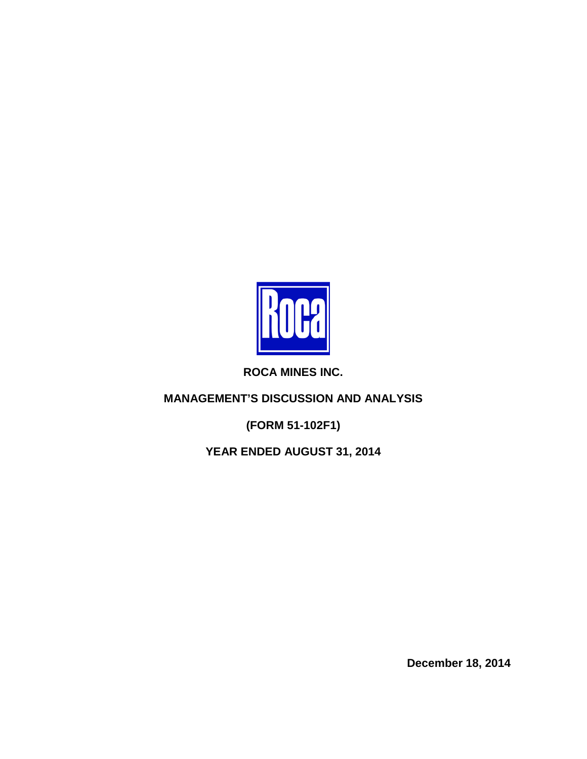Roca

# ROCA MINES INC.

## MANAGEMENT'S DISCUSSION AND ANALYSIS

## (FORM 51-102F1)

## YEAR ENDED AUGUST 31, 2014

**December 18, 2014**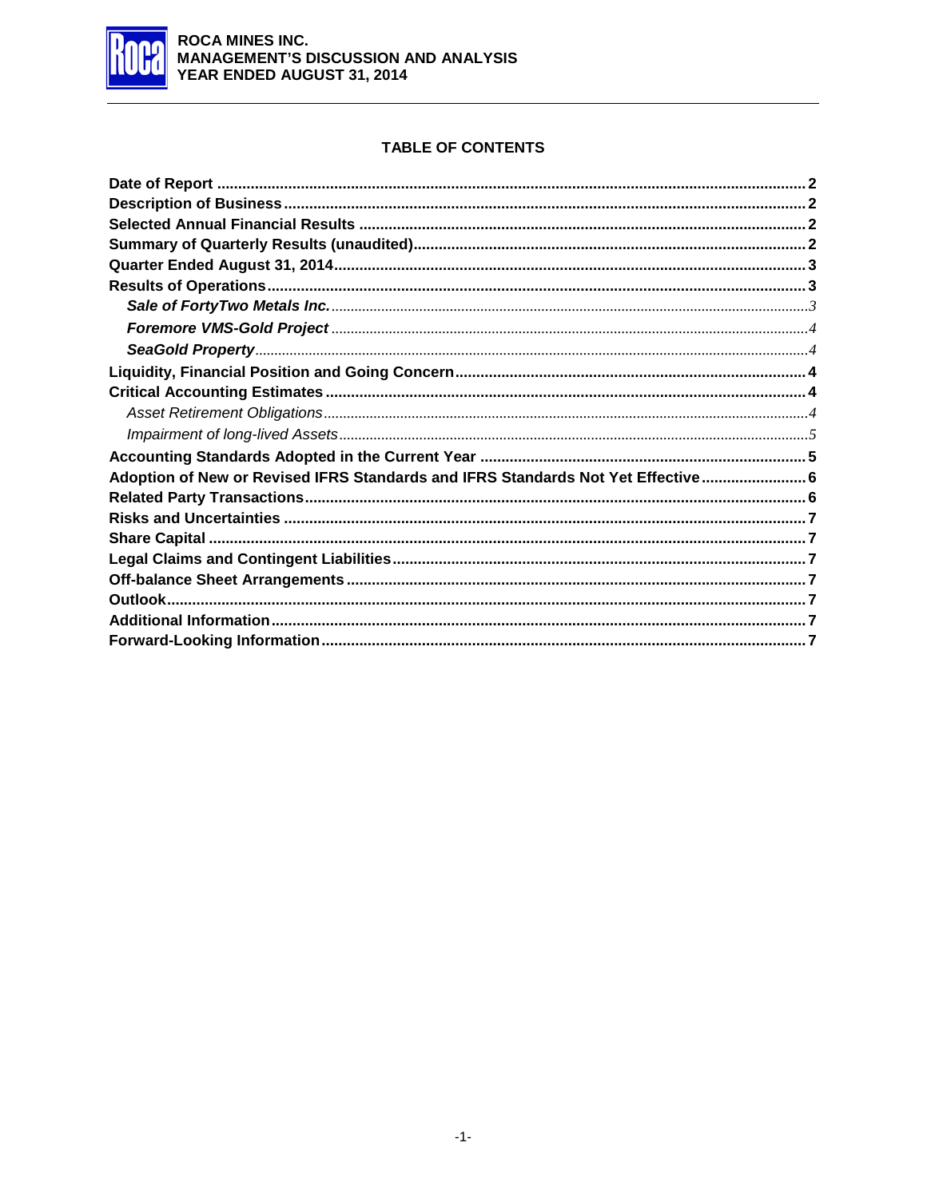## TABLE OF CONTENTS

| | |
|---|---|
| **Date of Report** | **2** |
| **Description of Business** | **2** |
| **Selected Annual Financial Results** | **2** |
| **Summary of Quarterly Results (unaudited)** | **2** |
| **Quarter Ended August 31, 2014** | **3** |
| **Results of Operations** | **3** |
| ***Sale of FortyTwo Metals Inc.*** | 3 |
| ***Foremore VMS-Gold Project*** | 4 |
| ***SeaGold Property*** | 4 |
| **Liquidity, Financial Position and Going Concern** | **4** |
| **Critical Accounting Estimates** | **4** |
| *Asset Retirement Obligations* | 4 |
| *Impairment of long-lived Assets* | 5 |
| **Accounting Standards Adopted in the Current Year** | **5** |
| **Adoption of New or Revised IFRS Standards and IFRS Standards Not Yet Effective** | **6** |
| **Related Party Transactions** | **6** |
| **Risks and Uncertainties** | **7** |
| **Share Capital** | **7** |
| **Legal Claims and Contingent Liabilities** | **7** |
| **Off-balance Sheet Arrangements** | **7** |
| **Outlook** | **7** |
| **Additional Information** | **7** |
| **Forward-Looking Information** | **7** |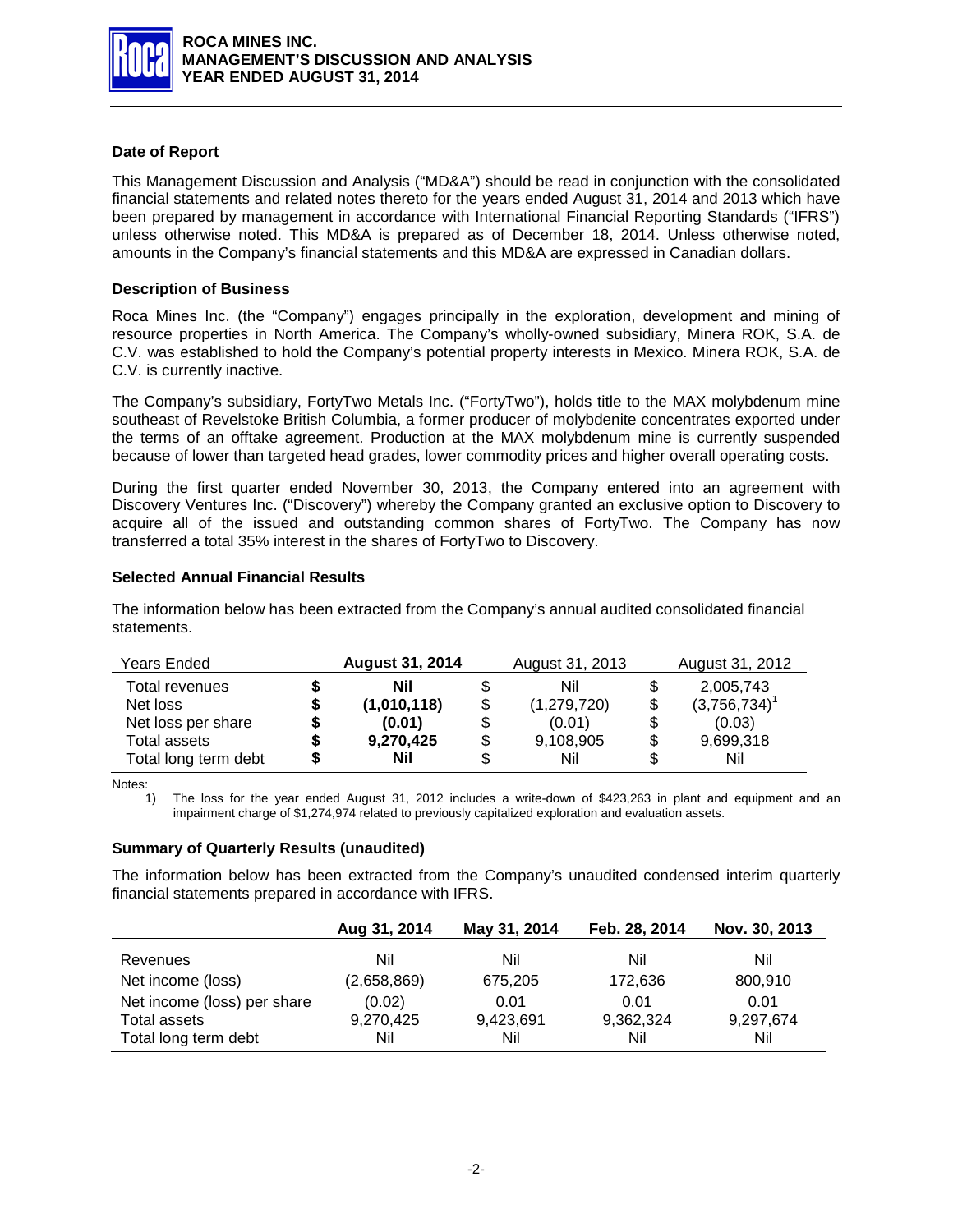## Date of Report

This Management Discussion and Analysis ("MD&A") should be read in conjunction with the consolidated financial statements and related notes thereto for the years ended August 31, 2014 and 2013 which have been prepared by management in accordance with International Financial Reporting Standards ("IFRS") unless otherwise noted. This MD&A is prepared as of December 18, 2014. Unless otherwise noted, amounts in the Company's financial statements and this MD&A are expressed in Canadian dollars.

## Description of Business

Roca Mines Inc. (the "Company") engages principally in the exploration, development and mining of resource properties in North America. The Company's wholly-owned subsidiary, Minera ROK, S.A. de C.V. was established to hold the Company's potential property interests in Mexico. Minera ROK, S.A. de C.V. is currently inactive.

The Company's subsidiary, FortyTwo Metals Inc. ("FortyTwo"), holds title to the MAX molybdenum mine southeast of Revelstoke British Columbia, a former producer of molybdenite concentrates exported under the terms of an offtake agreement. Production at the MAX molybdenum mine is currently suspended because of lower than targeted head grades, lower commodity prices and higher overall operating costs.

During the first quarter ended November 30, 2013, the Company entered into an agreement with Discovery Ventures Inc. ("Discovery") whereby the Company granted an exclusive option to Discovery to acquire all of the issued and outstanding common shares of FortyTwo. The Company has now transferred a total 35% interest in the shares of FortyTwo to Discovery.

## Selected Annual Financial Results

The information below has been extracted from the Company's annual audited consolidated financial statements.

| Years Ended | | **August 31, 2014** | | August 31, 2013 | | August 31, 2012 |
|---|---|---|---|---|---|---|
| Total revenues | **$** | **Nil** | $ | Nil | $ | 2,005,743 |
| Net loss | **$** | **(1,010,118)** | $ | (1,279,720) | $ | (3,756,734)[1] |
| Net loss per share | **$** | **(0.01)** | $ | (0.01) | $ | (0.03) |
| Total assets | **$** | **9,270,425** | $ | 9,108,905 | $ | 9,699,318 |
| Total long term debt | **$** | **Nil** | $ | Nil | $ | Nil |

Notes:

1) The loss for the year ended August 31, 2012 includes a write-down of $423,263 in plant and equipment and an impairment charge of $1,274,974 related to previously capitalized exploration and evaluation assets.

## Summary of Quarterly Results (unaudited)

The information below has been extracted from the Company's unaudited condensed interim quarterly financial statements prepared in accordance with IFRS.

| | Aug 31, 2014 | May 31, 2014 | Feb. 28, 2014 | Nov. 30, 2013 |
|---|---|---|---|---|
| Revenues | Nil | Nil | Nil | Nil |
| Net income (loss) | (2,658,869) | 675,205 | 172,636 | 800,910 |
| Net income (loss) per share | (0.02) | 0.01 | 0.01 | 0.01 |
| Total assets | 9,270,425 | 9,423,691 | 9,362,324 | 9,297,674 |
| Total long term debt | Nil | Nil | Nil | Nil |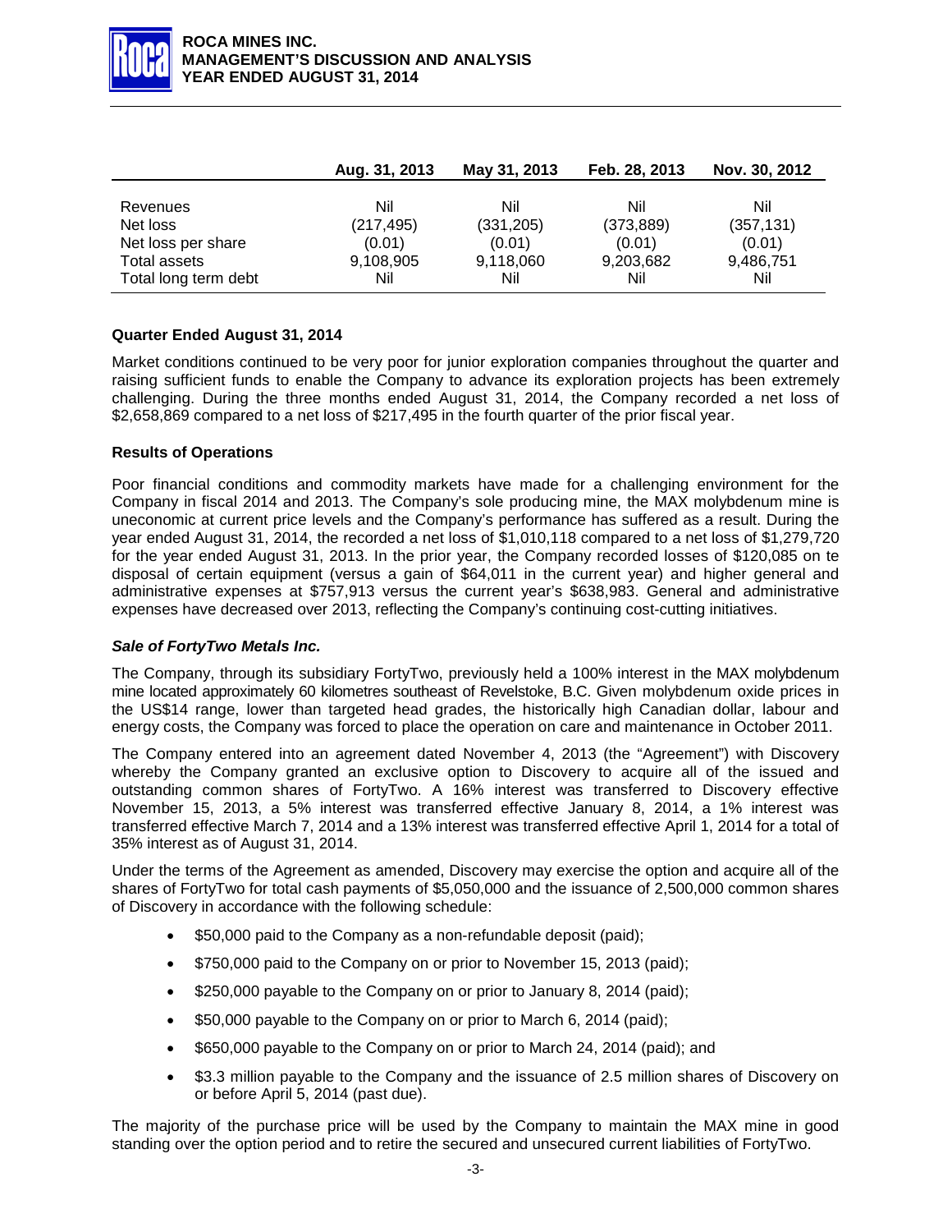| | Aug. 31, 2013 | May 31, 2013 | Feb. 28, 2013 | Nov. 30, 2012 |
|---|---|---|---|---|
| Revenues | Nil | Nil | Nil | Nil |
| Net loss | (217,495) | (331,205) | (373,889) | (357,131) |
| Net loss per share | (0.01) | (0.01) | (0.01) | (0.01) |
| Total assets | 9,108,905 | 9,118,060 | 9,203,682 | 9,486,751 |
| Total long term debt | Nil | Nil | Nil | Nil |

**Quarter Ended August 31, 2014**

Market conditions continued to be very poor for junior exploration companies throughout the quarter and raising sufficient funds to enable the Company to advance its exploration projects has been extremely challenging. During the three months ended August 31, 2014, the Company recorded a net loss of $2,658,869 compared to a net loss of $217,495 in the fourth quarter of the prior fiscal year.

**Results of Operations**

Poor financial conditions and commodity markets have made for a challenging environment for the Company in fiscal 2014 and 2013. The Company's sole producing mine, the MAX molybdenum mine is uneconomic at current price levels and the Company's performance has suffered as a result. During the year ended August 31, 2014, the recorded a net loss of $1,010,118 compared to a net loss of $1,279,720 for the year ended August 31, 2013. In the prior year, the Company recorded losses of $120,085 on te disposal of certain equipment (versus a gain of $64,011 in the current year) and higher general and administrative expenses at $757,913 versus the current year's $638,983. General and administrative expenses have decreased over 2013, reflecting the Company's continuing cost-cutting initiatives.

***Sale of FortyTwo Metals Inc.***

The Company, through its subsidiary FortyTwo, previously held a 100% interest in the MAX molybdenum mine located approximately 60 kilometres southeast of Revelstoke, B.C. Given molybdenum oxide prices in the US$14 range, lower than targeted head grades, the historically high Canadian dollar, labour and energy costs, the Company was forced to place the operation on care and maintenance in October 2011.

The Company entered into an agreement dated November 4, 2013 (the "Agreement") with Discovery whereby the Company granted an exclusive option to Discovery to acquire all of the issued and outstanding common shares of FortyTwo. A 16% interest was transferred to Discovery effective November 15, 2013, a 5% interest was transferred effective January 8, 2014, a 1% interest was transferred effective March 7, 2014 and a 13% interest was transferred effective April 1, 2014 for a total of 35% interest as of August 31, 2014.

Under the terms of the Agreement as amended, Discovery may exercise the option and acquire all of the shares of FortyTwo for total cash payments of $5,050,000 and the issuance of 2,500,000 common shares of Discovery in accordance with the following schedule:

- $50,000 paid to the Company as a non-refundable deposit (paid);
- $750,000 paid to the Company on or prior to November 15, 2013 (paid);
- $250,000 payable to the Company on or prior to January 8, 2014 (paid);
- $50,000 payable to the Company on or prior to March 6, 2014 (paid);
- $650,000 payable to the Company on or prior to March 24, 2014 (paid); and
- $3.3 million payable to the Company and the issuance of 2.5 million shares of Discovery on or before April 5, 2014 (past due).

The majority of the purchase price will be used by the Company to maintain the MAX mine in good standing over the option period and to retire the secured and unsecured current liabilities of FortyTwo.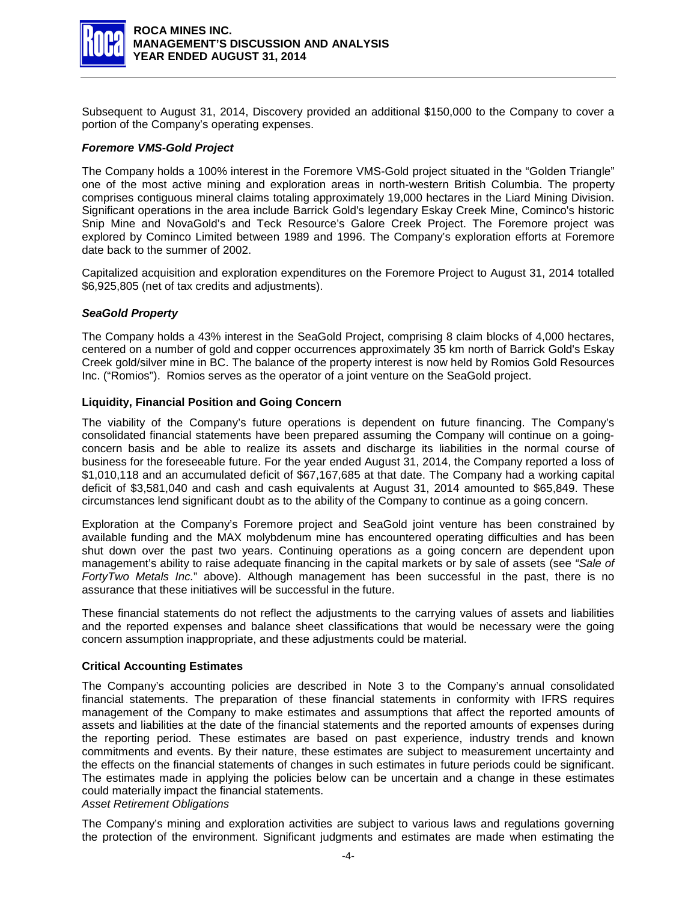Subsequent to August 31, 2014, Discovery provided an additional $150,000 to the Company to cover a portion of the Company's operating expenses.

### *Foremore VMS-Gold Project*

The Company holds a 100% interest in the Foremore VMS-Gold project situated in the "Golden Triangle" one of the most active mining and exploration areas in north-western British Columbia. The property comprises contiguous mineral claims totaling approximately 19,000 hectares in the Liard Mining Division. Significant operations in the area include Barrick Gold's legendary Eskay Creek Mine, Cominco's historic Snip Mine and NovaGold's and Teck Resource's Galore Creek Project. The Foremore project was explored by Cominco Limited between 1989 and 1996. The Company's exploration efforts at Foremore date back to the summer of 2002.

Capitalized acquisition and exploration expenditures on the Foremore Project to August 31, 2014 totalled $6,925,805 (net of tax credits and adjustments).

### *SeaGold Property*

The Company holds a 43% interest in the SeaGold Project, comprising 8 claim blocks of 4,000 hectares, centered on a number of gold and copper occurrences approximately 35 km north of Barrick Gold's Eskay Creek gold/silver mine in BC. The balance of the property interest is now held by Romios Gold Resources Inc. ("Romios"). Romios serves as the operator of a joint venture on the SeaGold project.

## Liquidity, Financial Position and Going Concern

The viability of the Company's future operations is dependent on future financing. The Company's consolidated financial statements have been prepared assuming the Company will continue on a going-concern basis and be able to realize its assets and discharge its liabilities in the normal course of business for the foreseeable future. For the year ended August 31, 2014, the Company reported a loss of $1,010,118 and an accumulated deficit of $67,167,685 at that date. The Company had a working capital deficit of $3,581,040 and cash and cash equivalents at August 31, 2014 amounted to $65,849. These circumstances lend significant doubt as to the ability of the Company to continue as a going concern.

Exploration at the Company's Foremore project and SeaGold joint venture has been constrained by available funding and the MAX molybdenum mine has encountered operating difficulties and has been shut down over the past two years. Continuing operations as a going concern are dependent upon management's ability to raise adequate financing in the capital markets or by sale of assets (see *"Sale of FortyTwo Metals Inc."* above). Although management has been successful in the past, there is no assurance that these initiatives will be successful in the future.

These financial statements do not reflect the adjustments to the carrying values of assets and liabilities and the reported expenses and balance sheet classifications that would be necessary were the going concern assumption inappropriate, and these adjustments could be material.

## Critical Accounting Estimates

The Company's accounting policies are described in Note 3 to the Company's annual consolidated financial statements. The preparation of these financial statements in conformity with IFRS requires management of the Company to make estimates and assumptions that affect the reported amounts of assets and liabilities at the date of the financial statements and the reported amounts of expenses during the reporting period. These estimates are based on past experience, industry trends and known commitments and events. By their nature, these estimates are subject to measurement uncertainty and the effects on the financial statements of changes in such estimates in future periods could be significant. The estimates made in applying the policies below can be uncertain and a change in these estimates could materially impact the financial statements.

*Asset Retirement Obligations*

The Company's mining and exploration activities are subject to various laws and regulations governing the protection of the environment. Significant judgments and estimates are made when estimating the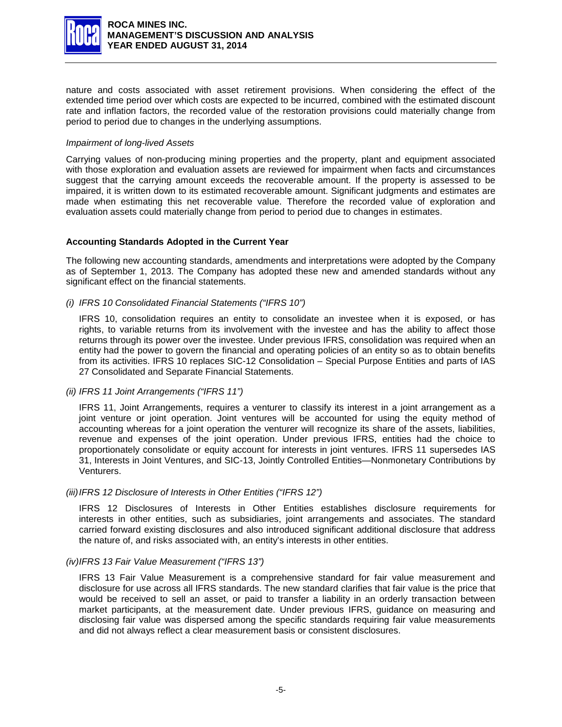nature and costs associated with asset retirement provisions. When considering the effect of the extended time period over which costs are expected to be incurred, combined with the estimated discount rate and inflation factors, the recorded value of the restoration provisions could materially change from period to period due to changes in the underlying assumptions.

*Impairment of long-lived Assets*

Carrying values of non-producing mining properties and the property, plant and equipment associated with those exploration and evaluation assets are reviewed for impairment when facts and circumstances suggest that the carrying amount exceeds the recoverable amount. If the property is assessed to be impaired, it is written down to its estimated recoverable amount. Significant judgments and estimates are made when estimating this net recoverable value. Therefore the recorded value of exploration and evaluation assets could materially change from period to period due to changes in estimates.

**Accounting Standards Adopted in the Current Year**

The following new accounting standards, amendments and interpretations were adopted by the Company as of September 1, 2013. The Company has adopted these new and amended standards without any significant effect on the financial statements.

*(i) IFRS 10 Consolidated Financial Statements ("IFRS 10")*

IFRS 10, consolidation requires an entity to consolidate an investee when it is exposed, or has rights, to variable returns from its involvement with the investee and has the ability to affect those returns through its power over the investee. Under previous IFRS, consolidation was required when an entity had the power to govern the financial and operating policies of an entity so as to obtain benefits from its activities. IFRS 10 replaces SIC-12 Consolidation – Special Purpose Entities and parts of IAS 27 Consolidated and Separate Financial Statements.

*(ii) IFRS 11 Joint Arrangements ("IFRS 11")*

IFRS 11, Joint Arrangements, requires a venturer to classify its interest in a joint arrangement as a joint venture or joint operation. Joint ventures will be accounted for using the equity method of accounting whereas for a joint operation the venturer will recognize its share of the assets, liabilities, revenue and expenses of the joint operation. Under previous IFRS, entities had the choice to proportionately consolidate or equity account for interests in joint ventures. IFRS 11 supersedes IAS 31, Interests in Joint Ventures, and SIC-13, Jointly Controlled Entities—Nonmonetary Contributions by Venturers.

*(iii) IFRS 12 Disclosure of Interests in Other Entities ("IFRS 12")*

IFRS 12 Disclosures of Interests in Other Entities establishes disclosure requirements for interests in other entities, such as subsidiaries, joint arrangements and associates. The standard carried forward existing disclosures and also introduced significant additional disclosure that address the nature of, and risks associated with, an entity's interests in other entities.

*(iv) IFRS 13 Fair Value Measurement ("IFRS 13")*

IFRS 13 Fair Value Measurement is a comprehensive standard for fair value measurement and disclosure for use across all IFRS standards. The new standard clarifies that fair value is the price that would be received to sell an asset, or paid to transfer a liability in an orderly transaction between market participants, at the measurement date. Under previous IFRS, guidance on measuring and disclosing fair value was dispersed among the specific standards requiring fair value measurements and did not always reflect a clear measurement basis or consistent disclosures.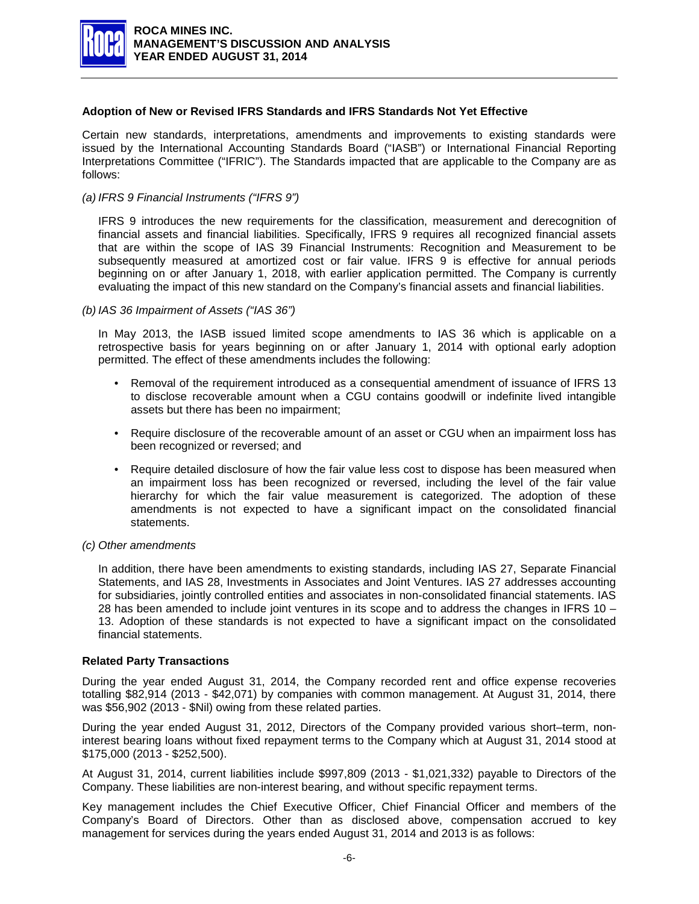## Adoption of New or Revised IFRS Standards and IFRS Standards Not Yet Effective

Certain new standards, interpretations, amendments and improvements to existing standards were issued by the International Accounting Standards Board ("IASB") or International Financial Reporting Interpretations Committee ("IFRIC"). The Standards impacted that are applicable to the Company are as follows:

*(a) IFRS 9 Financial Instruments ("IFRS 9")*

IFRS 9 introduces the new requirements for the classification, measurement and derecognition of financial assets and financial liabilities. Specifically, IFRS 9 requires all recognized financial assets that are within the scope of IAS 39 Financial Instruments: Recognition and Measurement to be subsequently measured at amortized cost or fair value. IFRS 9 is effective for annual periods beginning on or after January 1, 2018, with earlier application permitted. The Company is currently evaluating the impact of this new standard on the Company's financial assets and financial liabilities.

*(b) IAS 36 Impairment of Assets ("IAS 36")*

In May 2013, the IASB issued limited scope amendments to IAS 36 which is applicable on a retrospective basis for years beginning on or after January 1, 2014 with optional early adoption permitted. The effect of these amendments includes the following:

- Removal of the requirement introduced as a consequential amendment of issuance of IFRS 13 to disclose recoverable amount when a CGU contains goodwill or indefinite lived intangible assets but there has been no impairment;
- Require disclosure of the recoverable amount of an asset or CGU when an impairment loss has been recognized or reversed; and
- Require detailed disclosure of how the fair value less cost to dispose has been measured when an impairment loss has been recognized or reversed, including the level of the fair value hierarchy for which the fair value measurement is categorized. The adoption of these amendments is not expected to have a significant impact on the consolidated financial statements.

*(c) Other amendments*

In addition, there have been amendments to existing standards, including IAS 27, Separate Financial Statements, and IAS 28, Investments in Associates and Joint Ventures. IAS 27 addresses accounting for subsidiaries, jointly controlled entities and associates in non-consolidated financial statements. IAS 28 has been amended to include joint ventures in its scope and to address the changes in IFRS 10 – 13. Adoption of these standards is not expected to have a significant impact on the consolidated financial statements.

## Related Party Transactions

During the year ended August 31, 2014, the Company recorded rent and office expense recoveries totalling $82,914 (2013 - $42,071) by companies with common management. At August 31, 2014, there was $56,902 (2013 - $Nil) owing from these related parties.

During the year ended August 31, 2012, Directors of the Company provided various short–term, non-interest bearing loans without fixed repayment terms to the Company which at August 31, 2014 stood at $175,000 (2013 - $252,500).

At August 31, 2014, current liabilities include $997,809 (2013 - $1,021,332) payable to Directors of the Company. These liabilities are non-interest bearing, and without specific repayment terms.

Key management includes the Chief Executive Officer, Chief Financial Officer and members of the Company's Board of Directors. Other than as disclosed above, compensation accrued to key management for services during the years ended August 31, 2014 and 2013 is as follows: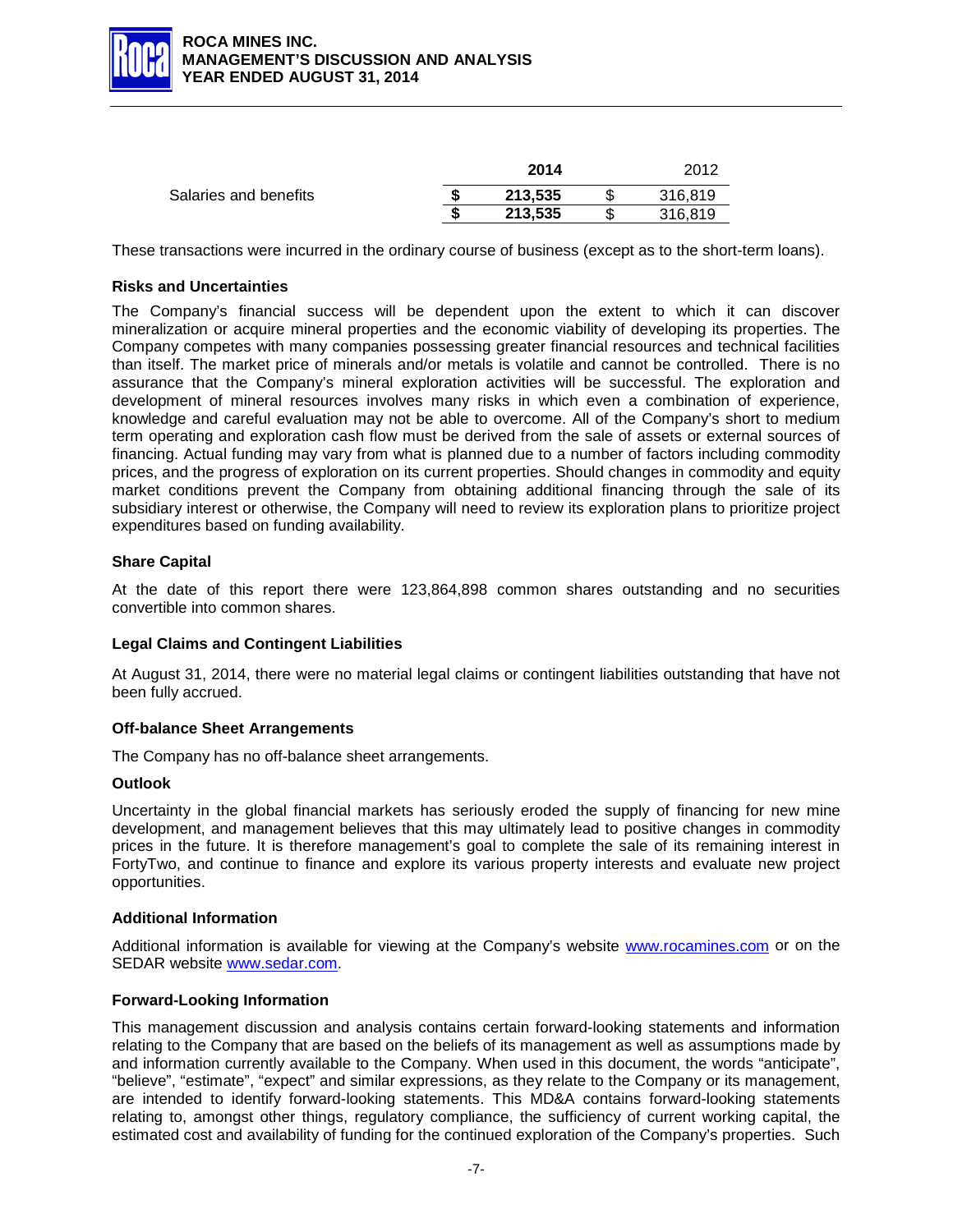|  | **2014** | 2012 |
|---|---|---|
| Salaries and benefits | **$ 213,535** | $ 316,819 |
|  | **$ 213,535** | $ 316,819 |

These transactions were incurred in the ordinary course of business (except as to the short-term loans).

### Risks and Uncertainties

The Company's financial success will be dependent upon the extent to which it can discover mineralization or acquire mineral properties and the economic viability of developing its properties. The Company competes with many companies possessing greater financial resources and technical facilities than itself. The market price of minerals and/or metals is volatile and cannot be controlled. There is no assurance that the Company's mineral exploration activities will be successful. The exploration and development of mineral resources involves many risks in which even a combination of experience, knowledge and careful evaluation may not be able to overcome. All of the Company's short to medium term operating and exploration cash flow must be derived from the sale of assets or external sources of financing. Actual funding may vary from what is planned due to a number of factors including commodity prices, and the progress of exploration on its current properties. Should changes in commodity and equity market conditions prevent the Company from obtaining additional financing through the sale of its subsidiary interest or otherwise, the Company will need to review its exploration plans to prioritize project expenditures based on funding availability.

### Share Capital

At the date of this report there were 123,864,898 common shares outstanding and no securities convertible into common shares.

### Legal Claims and Contingent Liabilities

At August 31, 2014, there were no material legal claims or contingent liabilities outstanding that have not been fully accrued.

### Off-balance Sheet Arrangements

The Company has no off-balance sheet arrangements.

### Outlook

Uncertainty in the global financial markets has seriously eroded the supply of financing for new mine development, and management believes that this may ultimately lead to positive changes in commodity prices in the future. It is therefore management's goal to complete the sale of its remaining interest in FortyTwo, and continue to finance and explore its various property interests and evaluate new project opportunities.

### Additional Information

Additional information is available for viewing at the Company's website www.rocamines.com or on the SEDAR website www.sedar.com.

### Forward-Looking Information

This management discussion and analysis contains certain forward-looking statements and information relating to the Company that are based on the beliefs of its management as well as assumptions made by and information currently available to the Company. When used in this document, the words "anticipate", "believe", "estimate", "expect" and similar expressions, as they relate to the Company or its management, are intended to identify forward-looking statements. This MD&A contains forward-looking statements relating to, amongst other things, regulatory compliance, the sufficiency of current working capital, the estimated cost and availability of funding for the continued exploration of the Company's properties. Such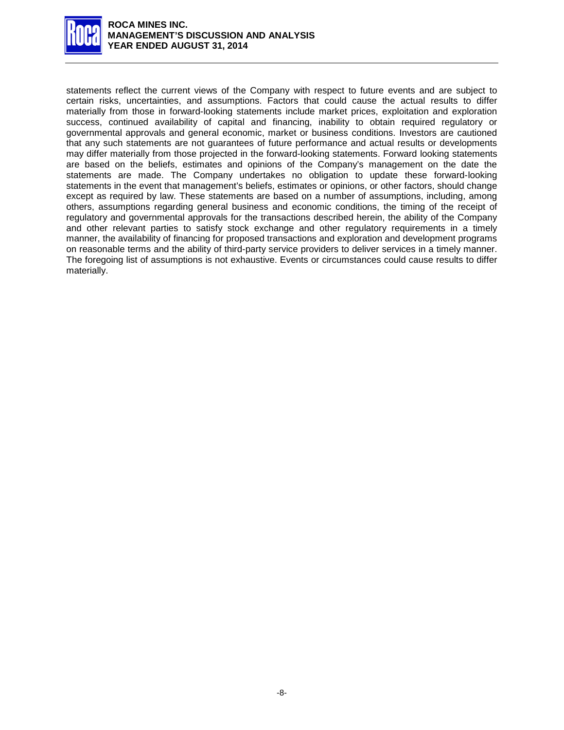statements reflect the current views of the Company with respect to future events and are subject to certain risks, uncertainties, and assumptions. Factors that could cause the actual results to differ materially from those in forward-looking statements include market prices, exploitation and exploration success, continued availability of capital and financing, inability to obtain required regulatory or governmental approvals and general economic, market or business conditions. Investors are cautioned that any such statements are not guarantees of future performance and actual results or developments may differ materially from those projected in the forward-looking statements. Forward looking statements are based on the beliefs, estimates and opinions of the Company's management on the date the statements are made. The Company undertakes no obligation to update these forward-looking statements in the event that management's beliefs, estimates or opinions, or other factors, should change except as required by law. These statements are based on a number of assumptions, including, among others, assumptions regarding general business and economic conditions, the timing of the receipt of regulatory and governmental approvals for the transactions described herein, the ability of the Company and other relevant parties to satisfy stock exchange and other regulatory requirements in a timely manner, the availability of financing for proposed transactions and exploration and development programs on reasonable terms and the ability of third-party service providers to deliver services in a timely manner. The foregoing list of assumptions is not exhaustive. Events or circumstances could cause results to differ materially.